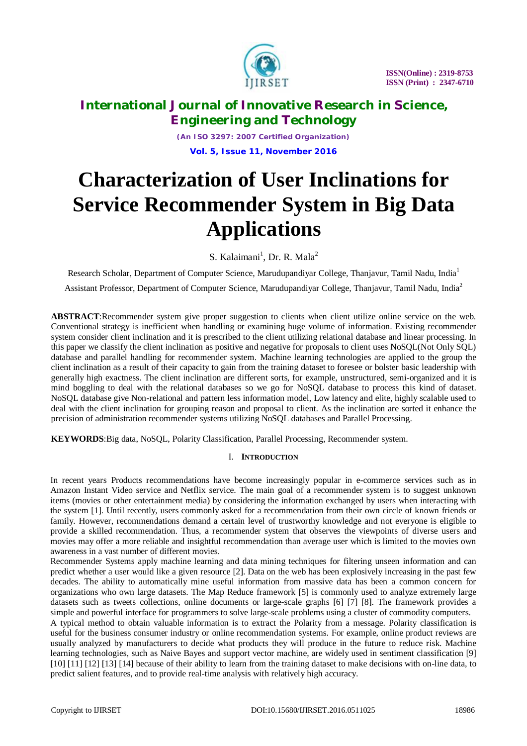# Characterization of User Inclinations for Service Recommender System in Big Data Applications

S. Kalaimani[1], Dr. R. Mala[2]

Research Scholar, Department of Computer Science, Marudupandiyar College, Thanjavur, Tamil Nadu, India[1]

Assistant Professor, Department of Computer Science, Marudupandiyar College, Thanjavur, Tamil Nadu, India[2]

**ABSTRACT**:Recommender system give proper suggestion to clients when client utilize online service on the web. Conventional strategy is inefficient when handling or examining huge volume of information. Existing recommender system consider client inclination and it is prescribed to the client utilizing relational database and linear processing. In this paper we classify the client inclination as positive and negative for proposals to client uses NoSQL(Not Only SQL) database and parallel handling for recommender system. Machine learning technologies are applied to the group the client inclination as a result of their capacity to gain from the training dataset to foresee or bolster basic leadership with generally high exactness. The client inclination are different sorts, for example, unstructured, semi-organized and it is mind boggling to deal with the relational databases so we go for NoSQL database to process this kind of dataset. NoSQL database give Non-relational and pattern less information model, Low latency and elite, highly scalable used to deal with the client inclination for grouping reason and proposal to client. As the inclination are sorted it enhance the precision of administration recommender systems utilizing NoSQL databases and Parallel Processing.

**KEYWORDS**:Big data, NoSQL, Polarity Classification, Parallel Processing, Recommender system.

## I. INTRODUCTION

In recent years Products recommendations have become increasingly popular in e-commerce services such as in Amazon Instant Video service and Netflix service. The main goal of a recommender system is to suggest unknown items (movies or other entertainment media) by considering the information exchanged by users when interacting with the system [1]. Until recently, users commonly asked for a recommendation from their own circle of known friends or family. However, recommendations demand a certain level of trustworthy knowledge and not everyone is eligible to provide a skilled recommendation. Thus, a recommender system that observes the viewpoints of diverse users and movies may offer a more reliable and insightful recommendation than average user which is limited to the movies own awareness in a vast number of different movies.

Recommender Systems apply machine learning and data mining techniques for filtering unseen information and can predict whether a user would like a given resource [2]. Data on the web has been explosively increasing in the past few decades. The ability to automatically mine useful information from massive data has been a common concern for organizations who own large datasets. The Map Reduce framework [5] is commonly used to analyze extremely large datasets such as tweets collections, online documents or large-scale graphs [6] [7] [8]. The framework provides a simple and powerful interface for programmers to solve large-scale problems using a cluster of commodity computers.

A typical method to obtain valuable information is to extract the Polarity from a message. Polarity classification is useful for the business consumer industry or online recommendation systems. For example, online product reviews are usually analyzed by manufacturers to decide what products they will produce in the future to reduce risk. Machine learning technologies, such as Naive Bayes and support vector machine, are widely used in sentiment classification [9] [10] [11] [12] [13] [14] because of their ability to learn from the training dataset to make decisions with on-line data, to predict salient features, and to provide real-time analysis with relatively high accuracy.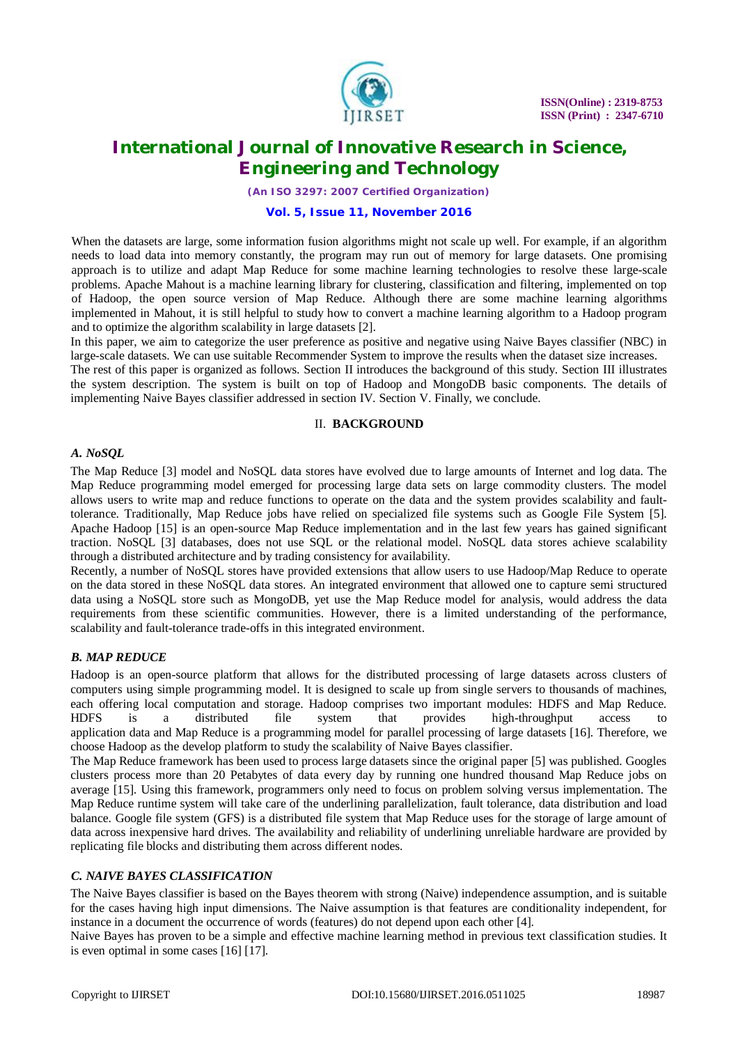When the datasets are large, some information fusion algorithms might not scale up well. For example, if an algorithm needs to load data into memory constantly, the program may run out of memory for large datasets. One promising approach is to utilize and adapt Map Reduce for some machine learning technologies to resolve these large-scale problems. Apache Mahout is a machine learning library for clustering, classification and filtering, implemented on top of Hadoop, the open source version of Map Reduce. Although there are some machine learning algorithms implemented in Mahout, it is still helpful to study how to convert a machine learning algorithm to a Hadoop program and to optimize the algorithm scalability in large datasets [2].

In this paper, we aim to categorize the user preference as positive and negative using Naive Bayes classifier (NBC) in large-scale datasets. We can use suitable Recommender System to improve the results when the dataset size increases.

The rest of this paper is organized as follows. Section II introduces the background of this study. Section III illustrates the system description. The system is built on top of Hadoop and MongoDB basic components. The details of implementing Naive Bayes classifier addressed in section IV. Section V. Finally, we conclude.

## II. BACKGROUND

### *A. NoSQL*

The Map Reduce [3] model and NoSQL data stores have evolved due to large amounts of Internet and log data. The Map Reduce programming model emerged for processing large data sets on large commodity clusters. The model allows users to write map and reduce functions to operate on the data and the system provides scalability and fault-tolerance. Traditionally, Map Reduce jobs have relied on specialized file systems such as Google File System [5]. Apache Hadoop [15] is an open-source Map Reduce implementation and in the last few years has gained significant traction. NoSQL [3] databases, does not use SQL or the relational model. NoSQL data stores achieve scalability through a distributed architecture and by trading consistency for availability.

Recently, a number of NoSQL stores have provided extensions that allow users to use Hadoop/Map Reduce to operate on the data stored in these NoSQL data stores. An integrated environment that allowed one to capture semi structured data using a NoSQL store such as MongoDB, yet use the Map Reduce model for analysis, would address the data requirements from these scientific communities. However, there is a limited understanding of the performance, scalability and fault-tolerance trade-offs in this integrated environment.

### *B. MAP REDUCE*

Hadoop is an open-source platform that allows for the distributed processing of large datasets across clusters of computers using simple programming model. It is designed to scale up from single servers to thousands of machines, each offering local computation and storage. Hadoop comprises two important modules: HDFS and Map Reduce. HDFS is a distributed file system that provides high-throughput access to application data and Map Reduce is a programming model for parallel processing of large datasets [16]. Therefore, we choose Hadoop as the develop platform to study the scalability of Naive Bayes classifier.

The Map Reduce framework has been used to process large datasets since the original paper [5] was published. Googles clusters process more than 20 Petabytes of data every day by running one hundred thousand Map Reduce jobs on average [15]. Using this framework, programmers only need to focus on problem solving versus implementation. The Map Reduce runtime system will take care of the underlining parallelization, fault tolerance, data distribution and load balance. Google file system (GFS) is a distributed file system that Map Reduce uses for the storage of large amount of data across inexpensive hard drives. The availability and reliability of underlining unreliable hardware are provided by replicating file blocks and distributing them across different nodes.

### *C. NAIVE BAYES CLASSIFICATION*

The Naive Bayes classifier is based on the Bayes theorem with strong (Naive) independence assumption, and is suitable for the cases having high input dimensions. The Naive assumption is that features are conditionality independent, for instance in a document the occurrence of words (features) do not depend upon each other [4].

Naive Bayes has proven to be a simple and effective machine learning method in previous text classification studies. It is even optimal in some cases [16] [17].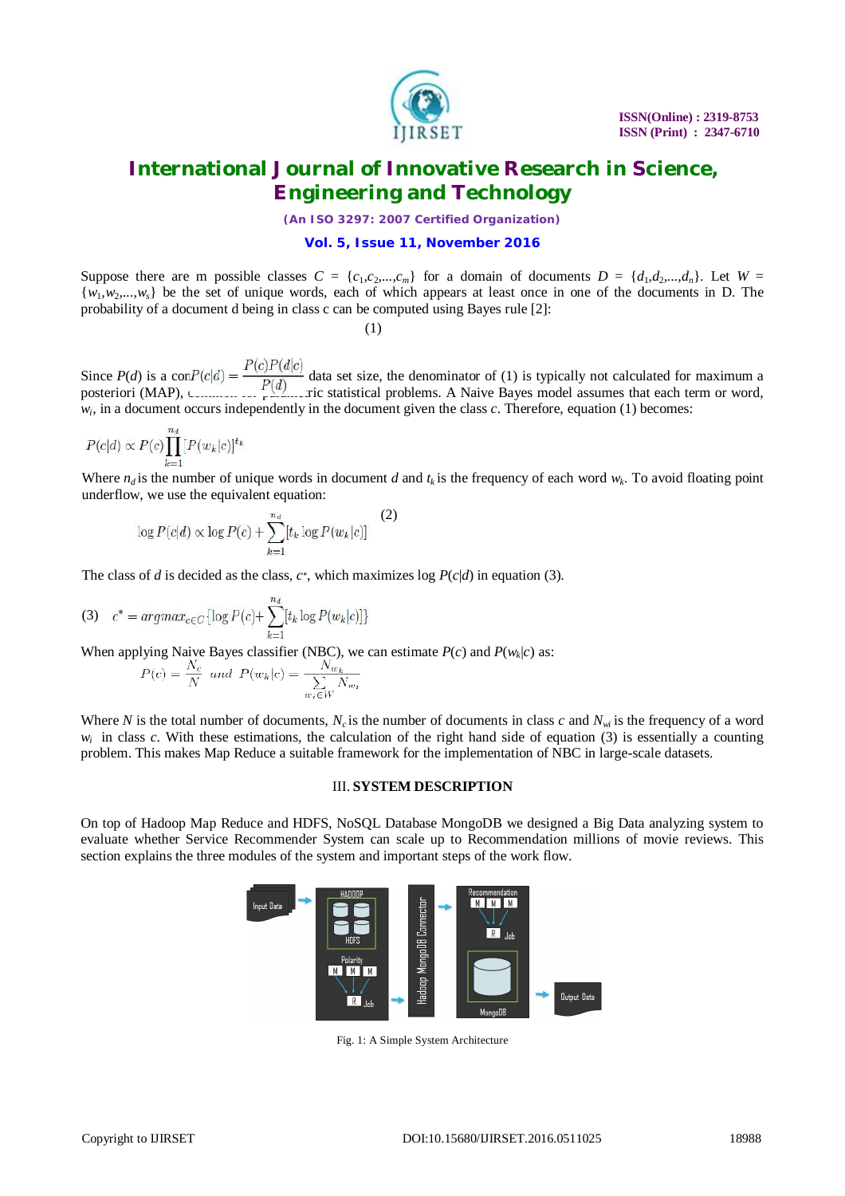Suppose there are m possible classes $C = \{c_1,c_2,...,c_m\}$ for a domain of documents $D = \{d_1,d_2,...,d_n\}$. Let $W = \{w_1,w_2,...,w_s\}$ be the set of unique words, each of which appears at least once in one of the documents in D. The probability of a document d being in class c can be computed using Bayes rule [2]:

$$P(c|d) = \frac{P(c)P(d|c)}{P(d)} \quad (1)$$

Since $P(d)$ is a constant for a given data set size, the denominator of (1) is typically not calculated for maximum a posteriori (MAP), classification for parametric statistical problems. A Naive Bayes model assumes that each term or word, $w_i$, in a document occurs independently in the document given the class $c$. Therefore, equation (1) becomes:

$$P(c|d) \propto P(c)\prod_{k=1}^{n_d}[P(w_k|c)]^{t_k}$$

Where $n_d$ is the number of unique words in document $d$ and $t_k$ is the frequency of each word $w_k$. To avoid floating point underflow, we use the equivalent equation:

$$\log P(c|d) \propto \log P(c) + \sum_{k=1}^{n_d}[t_k \log P(w_k|c)] \quad (2)$$

The class of $d$ is decided as the class, $c^*$, which maximizes log $P(c|d)$ in equation (3).

$$(3) \quad c^* = argmax_{c \in C}\{\log P(c) + \sum_{k=1}^{n_d}[t_k \log P(w_k|c)]\}$$

When applying Naive Bayes classifier (NBC), we can estimate $P(c)$ and $P(w_k|c)$ as:

$$P(c) = \frac{N_c}{N} \quad and \quad P(w_k|c) = \frac{N_{w_k}}{\sum_{w_i \in W} N_{w_i}}$$

Where $N$ is the total number of documents, $N_c$ is the number of documents in class $c$ and $N_{wi}$ is the frequency of a word $w_i$ in class $c$. With these estimations, the calculation of the right hand side of equation (3) is essentially a counting problem. This makes Map Reduce a suitable framework for the implementation of NBC in large-scale datasets.

## III. SYSTEM DESCRIPTION

On top of Hadoop Map Reduce and HDFS, NoSQL Database MongoDB we designed a Big Data analyzing system to evaluate whether Service Recommender System can scale up to Recommendation millions of movie reviews. This section explains the three modules of the system and important steps of the work flow.

Fig. 1: A Simple System Architecture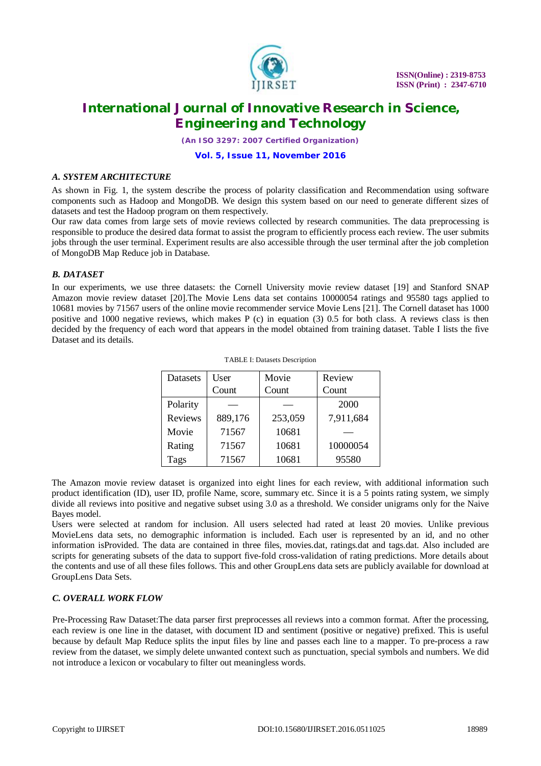### *A. SYSTEM ARCHITECTURE*

As shown in Fig. 1, the system describe the process of polarity classification and Recommendation using software components such as Hadoop and MongoDB. We design this system based on our need to generate different sizes of datasets and test the Hadoop program on them respectively.

Our raw data comes from large sets of movie reviews collected by research communities. The data preprocessing is responsible to produce the desired data format to assist the program to efficiently process each review. The user submits jobs through the user terminal. Experiment results are also accessible through the user terminal after the job completion of MongoDB Map Reduce job in Database.

### *B. DATASET*

In our experiments, we use three datasets: the Cornell University movie review dataset [19] and Stanford SNAP Amazon movie review dataset [20].The Movie Lens data set contains 10000054 ratings and 95580 tags applied to 10681 movies by 71567 users of the online movie recommender service Movie Lens [21]. The Cornell dataset has 1000 positive and 1000 negative reviews, which makes P (c) in equation (3) 0.5 for both class. A reviews class is then decided by the frequency of each word that appears in the model obtained from training dataset. Table I lists the five Dataset and its details.

TABLE I: Datasets Description

| Datasets | User Count | Movie Count | Review Count |
|---|---|---|---|
| Polarity | — | — | 2000 |
| Reviews | 889,176 | 253,059 | 7,911,684 |
| Movie | 71567 | 10681 | — |
| Rating | 71567 | 10681 | 10000054 |
| Tags | 71567 | 10681 | 95580 |

The Amazon movie review dataset is organized into eight lines for each review, with additional information such product identification (ID), user ID, profile Name, score, summary etc. Since it is a 5 points rating system, we simply divide all reviews into positive and negative subset using 3.0 as a threshold. We consider unigrams only for the Naive Bayes model.

Users were selected at random for inclusion. All users selected had rated at least 20 movies. Unlike previous MovieLens data sets, no demographic information is included. Each user is represented by an id, and no other information isProvided. The data are contained in three files, movies.dat, ratings.dat and tags.dat. Also included are scripts for generating subsets of the data to support five-fold cross-validation of rating predictions. More details about the contents and use of all these files follows. This and other GroupLens data sets are publicly available for download at GroupLens Data Sets.

### *C. OVERALL WORK FLOW*

Pre-Processing Raw Dataset:The data parser first preprocesses all reviews into a common format. After the processing, each review is one line in the dataset, with document ID and sentiment (positive or negative) prefixed. This is useful because by default Map Reduce splits the input files by line and passes each line to a mapper. To pre-process a raw review from the dataset, we simply delete unwanted context such as punctuation, special symbols and numbers. We did not introduce a lexicon or vocabulary to filter out meaningless words.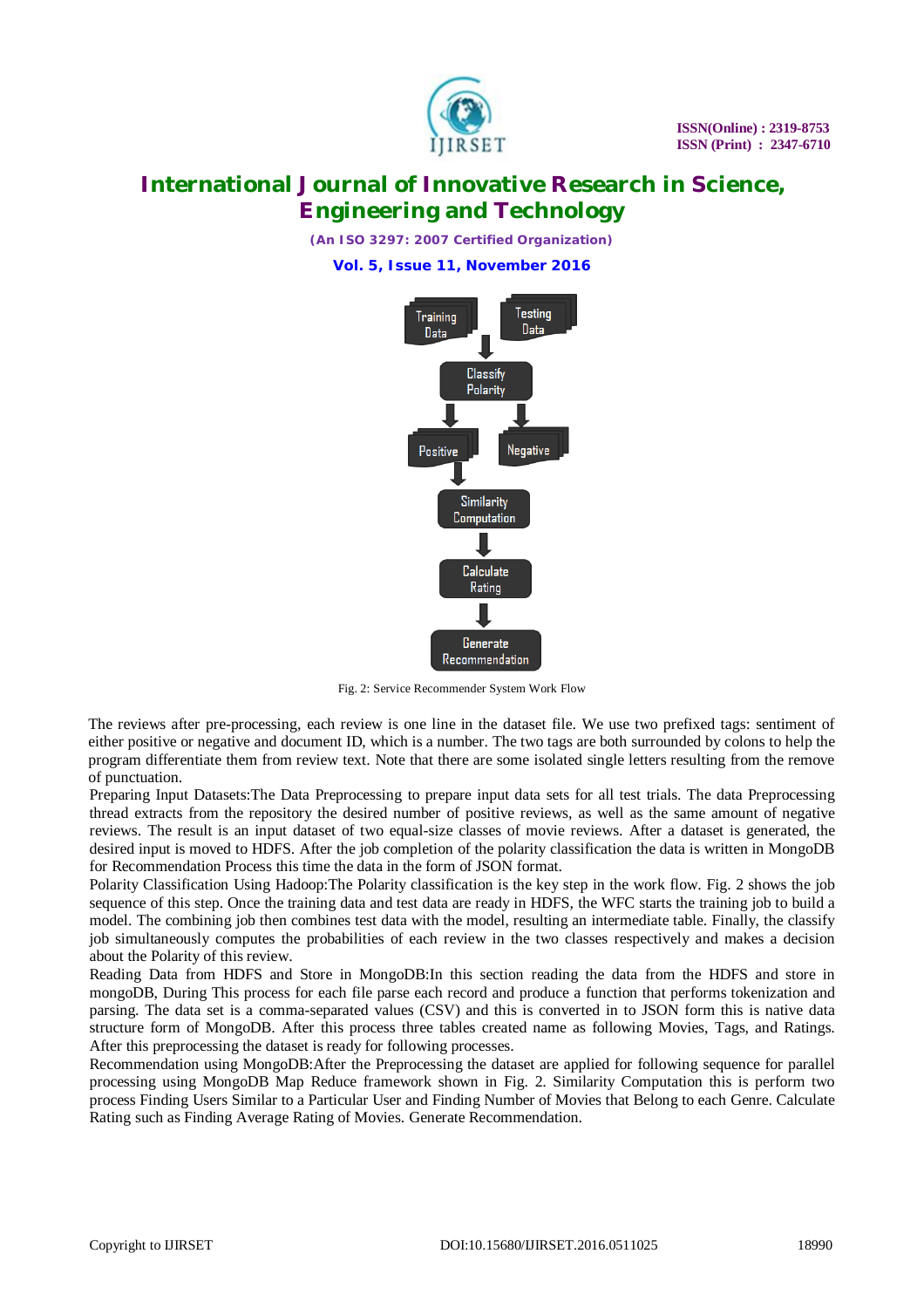Fig. 2: Service Recommender System Work Flow

The reviews after pre-processing, each review is one line in the dataset file. We use two prefixed tags: sentiment of either positive or negative and document ID, which is a number. The two tags are both surrounded by colons to help the program differentiate them from review text. Note that there are some isolated single letters resulting from the remove of punctuation.

Preparing Input Datasets:The Data Preprocessing to prepare input data sets for all test trials. The data Preprocessing thread extracts from the repository the desired number of positive reviews, as well as the same amount of negative reviews. The result is an input dataset of two equal-size classes of movie reviews. After a dataset is generated, the desired input is moved to HDFS. After the job completion of the polarity classification the data is written in MongoDB for Recommendation Process this time the data in the form of JSON format.

Polarity Classification Using Hadoop:The Polarity classification is the key step in the work flow. Fig. 2 shows the job sequence of this step. Once the training data and test data are ready in HDFS, the WFC starts the training job to build a model. The combining job then combines test data with the model, resulting an intermediate table. Finally, the classify job simultaneously computes the probabilities of each review in the two classes respectively and makes a decision about the Polarity of this review.

Reading Data from HDFS and Store in MongoDB:In this section reading the data from the HDFS and store in mongoDB, During This process for each file parse each record and produce a function that performs tokenization and parsing. The data set is a comma-separated values (CSV) and this is converted in to JSON form this is native data structure form of MongoDB. After this process three tables created name as following Movies, Tags, and Ratings. After this preprocessing the dataset is ready for following processes.

Recommendation using MongoDB:After the Preprocessing the dataset are applied for following sequence for parallel processing using MongoDB Map Reduce framework shown in Fig. 2. Similarity Computation this is perform two process Finding Users Similar to a Particular User and Finding Number of Movies that Belong to each Genre. Calculate Rating such as Finding Average Rating of Movies. Generate Recommendation.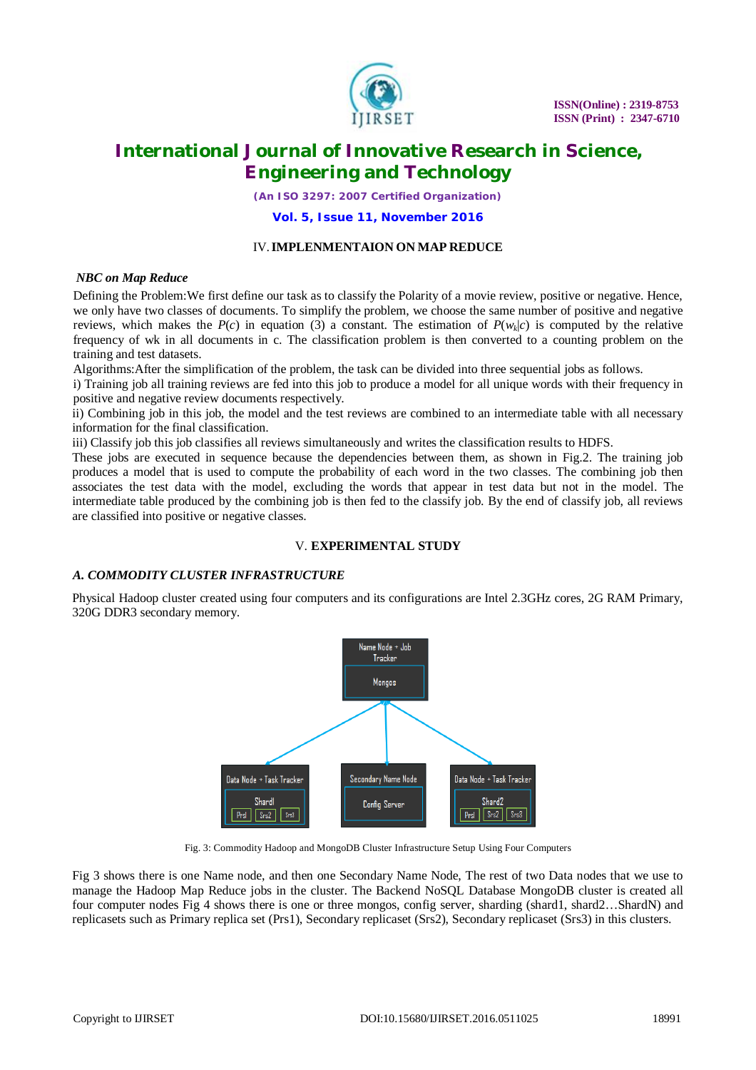## IV. IMPLENMENTAION ON MAP REDUCE

### *NBC on Map Reduce*

Defining the Problem:We first define our task as to classify the Polarity of a movie review, positive or negative. Hence, we only have two classes of documents. To simplify the problem, we choose the same number of positive and negative reviews, which makes the $P(c)$ in equation (3) a constant. The estimation of $P(w_k|c)$ is computed by the relative frequency of wk in all documents in c. The classification problem is then converted to a counting problem on the training and test datasets.

Algorithms:After the simplification of the problem, the task can be divided into three sequential jobs as follows.

i) Training job all training reviews are fed into this job to produce a model for all unique words with their frequency in positive and negative review documents respectively.

ii) Combining job in this job, the model and the test reviews are combined to an intermediate table with all necessary information for the final classification.

iii) Classify job this job classifies all reviews simultaneously and writes the classification results to HDFS.

These jobs are executed in sequence because the dependencies between them, as shown in Fig.2. The training job produces a model that is used to compute the probability of each word in the two classes. The combining job then associates the test data with the model, excluding the words that appear in test data but not in the model. The intermediate table produced by the combining job is then fed to the classify job. By the end of classify job, all reviews are classified into positive or negative classes.

## V. EXPERIMENTAL STUDY

### *A. COMMODITY CLUSTER INFRASTRUCTURE*

Physical Hadoop cluster created using four computers and its configurations are Intel 2.3GHz cores, 2G RAM Primary, 320G DDR3 secondary memory.

Name Node + Job Tracker
Mongos

Data Node + Task Tracker
Shard1
Prs1 Srs2 Srs3

Secondary Name Node
Config Server

Data Node + Task Tracker
Shard2
Prs1 Srs2 Srs3

Fig. 3: Commodity Hadoop and MongoDB Cluster Infrastructure Setup Using Four Computers

Fig 3 shows there is one Name node, and then one Secondary Name Node, The rest of two Data nodes that we use to manage the Hadoop Map Reduce jobs in the cluster. The Backend NoSQL Database MongoDB cluster is created all four computer nodes Fig 4 shows there is one or three mongos, config server, sharding (shard1, shard2…ShardN) and replicasets such as Primary replica set (Prs1), Secondary replicaset (Srs2), Secondary replicaset (Srs3) in this clusters.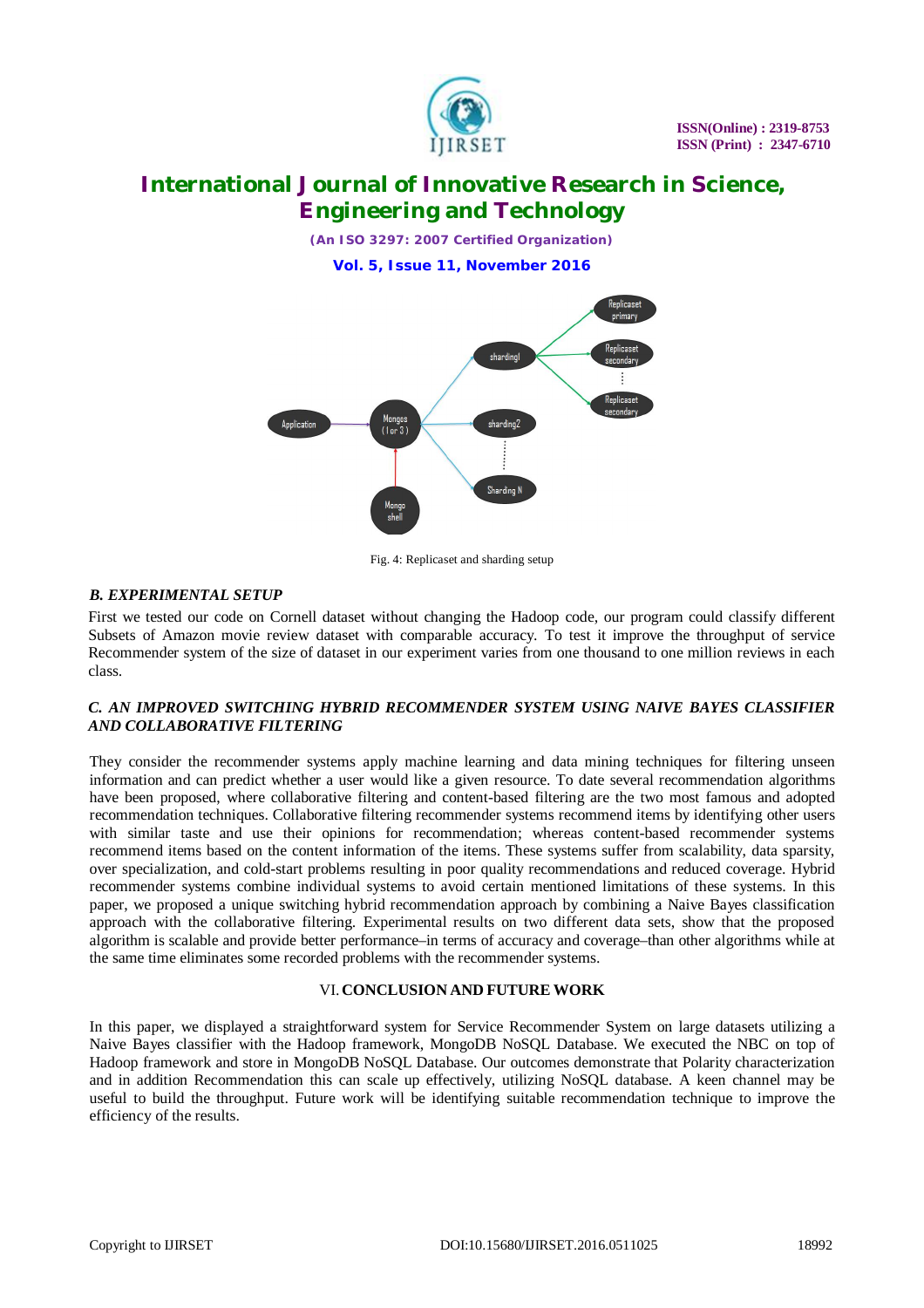Fig. 4: Replicaset and sharding setup

### *B. EXPERIMENTAL SETUP*

First we tested our code on Cornell dataset without changing the Hadoop code, our program could classify different Subsets of Amazon movie review dataset with comparable accuracy. To test it improve the throughput of service Recommender system of the size of dataset in our experiment varies from one thousand to one million reviews in each class.

### *C. AN IMPROVED SWITCHING HYBRID RECOMMENDER SYSTEM USING NAIVE BAYES CLASSIFIER AND COLLABORATIVE FILTERING*

They consider the recommender systems apply machine learning and data mining techniques for filtering unseen information and can predict whether a user would like a given resource. To date several recommendation algorithms have been proposed, where collaborative filtering and content-based filtering are the two most famous and adopted recommendation techniques. Collaborative filtering recommender systems recommend items by identifying other users with similar taste and use their opinions for recommendation; whereas content-based recommender systems recommend items based on the content information of the items. These systems suffer from scalability, data sparsity, over specialization, and cold-start problems resulting in poor quality recommendations and reduced coverage. Hybrid recommender systems combine individual systems to avoid certain mentioned limitations of these systems. In this paper, we proposed a unique switching hybrid recommendation approach by combining a Naive Bayes classification approach with the collaborative filtering. Experimental results on two different data sets, show that the proposed algorithm is scalable and provide better performance–in terms of accuracy and coverage–than other algorithms while at the same time eliminates some recorded problems with the recommender systems.

## VI. CONCLUSION AND FUTURE WORK

In this paper, we displayed a straightforward system for Service Recommender System on large datasets utilizing a Naive Bayes classifier with the Hadoop framework, MongoDB NoSQL Database. We executed the NBC on top of Hadoop framework and store in MongoDB NoSQL Database. Our outcomes demonstrate that Polarity characterization and in addition Recommendation this can scale up effectively, utilizing NoSQL database. A keen channel may be useful to build the throughput. Future work will be identifying suitable recommendation technique to improve the efficiency of the results.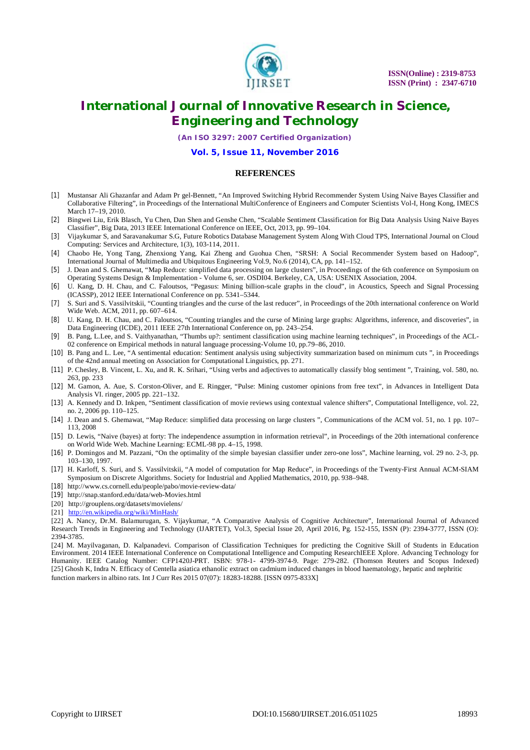## REFERENCES

[1] Mustansar Ali Ghazanfar and Adam Pr gel-Bennett, "An Improved Switching Hybrid Recommender System Using Naive Bayes Classifier and Collaborative Filtering", in Proceedings of the International MultiConference of Engineers and Computer Scientists Vol-I, Hong Kong, IMECS March 17–19, 2010.

[2] Bingwei Liu, Erik Blasch, Yu Chen, Dan Shen and Genshe Chen, "Scalable Sentiment Classification for Big Data Analysis Using Naive Bayes Classifier", Big Data, 2013 IEEE International Conference on IEEE, Oct, 2013, pp. 99–104.

[3] Vijaykumar S, and Saravanakumar S.G, Future Robotics Database Management System Along With Cloud TPS, International Journal on Cloud Computing: Services and Architecture, 1(3), 103-114, 2011.

[4] Chaobo He, Yong Tang, Zhenxiong Yang, Kai Zheng and Guohua Chen, "SRSH: A Social Recommender System based on Hadoop", International Journal of Multimedia and Ubiquitous Engineering Vol.9, No.6 (2014), CA, pp. 141–152.

[5] J. Dean and S. Ghemawat, "Map Reduce: simplified data processing on large clusters", in Proceedings of the 6th conference on Symposium on Operating Systems Design & Implementation - Volume 6, ser. OSDI04. Berkeley, CA, USA: USENIX Association, 2004.

[6] U. Kang, D. H. Chau, and C. Faloutsos, "Pegasus: Mining billion-scale graphs in the cloud", in Acoustics, Speech and Signal Processing (ICASSP), 2012 IEEE International Conference on pp. 5341–5344.

[7] S. Suri and S. Vassilvitskii, "Counting triangles and the curse of the last reducer", in Proceedings of the 20th international conference on World Wide Web. ACM, 2011, pp. 607–614.

[8] U. Kang, D. H. Chau, and C. Faloutsos, "Counting triangles and the curse of Mining large graphs: Algorithms, inference, and discoveries", in Data Engineering (ICDE), 2011 IEEE 27th International Conference on, pp. 243–254.

[9] B. Pang, L.Lee, and S. Vaithyanathan, "Thumbs up?: sentiment classification using machine learning techniques", in Proceedings of the ACL-02 conference on Empirical methods in natural language processing-Volume 10, pp.79–86, 2010.

[10] B. Pang and L. Lee, "A sentimental education: Sentiment analysis using subjectivity summarization based on minimum cuts ", in Proceedings of the 42nd annual meeting on Association for Computational Linguistics, pp. 271.

[11] P. Chesley, B. Vincent, L. Xu, and R. K. Srihari, "Using verbs and adjectives to automatically classify blog sentiment ", Training, vol. 580, no. 263, pp. 233

[12] M. Gamon, A. Aue, S. Corston-Oliver, and E. Ringger, "Pulse: Mining customer opinions from free text", in Advances in Intelligent Data Analysis VI. ringer, 2005 pp. 221–132.

[13] A. Kennedy and D. Inkpen, "Sentiment classification of movie reviews using contextual valence shifters", Computational Intelligence, vol. 22, no. 2, 2006 pp. 110–125.

[14] J. Dean and S. Ghemawat, "Map Reduce: simplified data processing on large clusters ", Communications of the ACM vol. 51, no. 1 pp. 107–113, 2008

[15] D. Lewis, "Naive (bayes) at forty: The independence assumption in information retrieval", in Proceedings of the 20th international conference on World Wide Web. Machine Learning: ECML-98 pp. 4–15, 1998.

[16] P. Domingos and M. Pazzani, "On the optimality of the simple bayesian classifier under zero-one loss", Machine learning, vol. 29 no. 2-3, pp. 103–130, 1997.

[17] H. Karloff, S. Suri, and S. Vassilvitskii, "A model of computation for Map Reduce", in Proceedings of the Twenty-First Annual ACM-SIAM Symposium on Discrete Algorithms. Society for Industrial and Applied Mathematics, 2010, pp. 938–948.

[18] http://www.cs.cornell.edu/people/pabo/movie-review-data/

[19] http://snap.stanford.edu/data/web-Movies.html

[20] http://grouplens.org/datasets/movielens/

[21] http://en.wikipedia.org/wiki/MinHash/

[22] A. Nancy, Dr.M. Balamurugan, S. Vijaykumar, "A Comparative Analysis of Cognitive Architecture", International Journal of Advanced Research Trends in Engineering and Technology (IJARTET), Vol.3, Special Issue 20, April 2016, Pg. 152-155, ISSN (P): 2394-3777, ISSN (O): 2394-3785.

[24] M. Mayilvaganan, D. Kalpanadevi. Comparison of Classification Techniques for predicting the Cognitive Skill of Students in Education Environment. 2014 IEEE International Conference on Computational Intelligence and Computing ResearchIEEE Xplore. Advancing Technology for Humanity. IEEE Catalog Number: CFP1420J-PRT. ISBN: 978-1- 4799-3974-9. Page: 279-282. (Thomson Reuters and Scopus Indexed)

[25] Ghosh K, Indra N. Efficacy of Centella asiatica ethanolic extract on cadmium induced changes in blood haematology, hepatic and nephritic function markers in albino rats. Int J Curr Res 2015 07(07): 18283-18288. [ISSN 0975-833X]